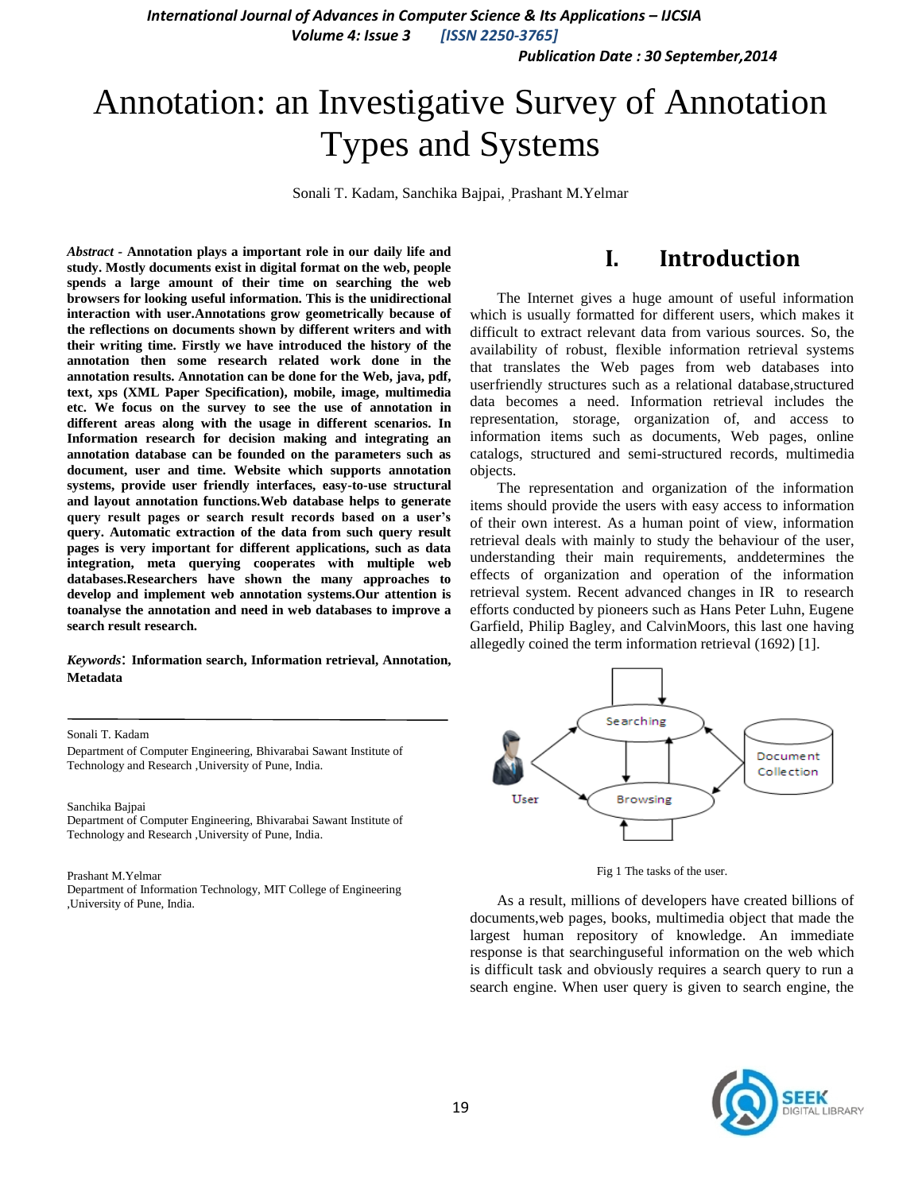# Annotation: an Investigative Survey of Annotation Types and Systems

Sonali T. Kadam, Sanchika Bajpai, ¸Prashant M.Yelmar

***Abstract*** **- Annotation plays a important role in our daily life and study. Mostly documents exist in digital format on the web, people spends a large amount of their time on searching the web browsers for looking useful information. This is the unidirectional interaction with user.Annotations grow geometrically because of the reflections on documents shown by different writers and with their writing time. Firstly we have introduced the history of the annotation then some research related work done in the annotation results. Annotation can be done for the Web, java, pdf, text, xps (XML Paper Specification), mobile, image, multimedia etc. We focus on the survey to see the use of annotation in different areas along with the usage in different scenarios. In Information research for decision making and integrating an annotation database can be founded on the parameters such as document, user and time. Website which supports annotation systems, provide user friendly interfaces, easy-to-use structural and layout annotation functions.Web database helps to generate query result pages or search result records based on a user's query. Automatic extraction of the data from such query result pages is very important for different applications, such as data integration, meta querying cooperates with multiple web databases.Researchers have shown the many approaches to develop and implement web annotation systems.Our attention is toanalyse the annotation and need in web databases to improve a search result research.**

***Keywords***: **Information search, Information retrieval, Annotation, Metadata**

---

Sonali T. Kadam

Department of Computer Engineering, Bhivarabai Sawant Institute of Technology and Research ,University of Pune, India.

Sanchika Bajpai

Department of Computer Engineering, Bhivarabai Sawant Institute of Technology and Research ,University of Pune, India.

Prashant M.Yelmar

Department of Information Technology, MIT College of Engineering ,University of Pune, India.

## I. Introduction

The Internet gives a huge amount of useful information which is usually formatted for different users, which makes it difficult to extract relevant data from various sources. So, the availability of robust, flexible information retrieval systems that translates the Web pages from web databases into userfriendly structures such as a relational database,structured data becomes a need. Information retrieval includes the representation, storage, organization of, and access to information items such as documents, Web pages, online catalogs, structured and semi-structured records, multimedia objects.

The representation and organization of the information items should provide the users with easy access to information of their own interest. As a human point of view, information retrieval deals with mainly to study the behaviour of the user, understanding their main requirements, anddetermines the effects of organization and operation of the information retrieval system. Recent advanced changes in IR to research efforts conducted by pioneers such as Hans Peter Luhn, Eugene Garfield, Philip Bagley, and CalvinMoors, this last one having allegedly coined the term information retrieval (1692) [1].

Fig 1 The tasks of the user.

As a result, millions of developers have created billions of documents,web pages, books, multimedia object that made the largest human repository of knowledge. An immediate response is that searchinguseful information on the web which is difficult task and obviously requires a search query to run a search engine. When user query is given to search engine, the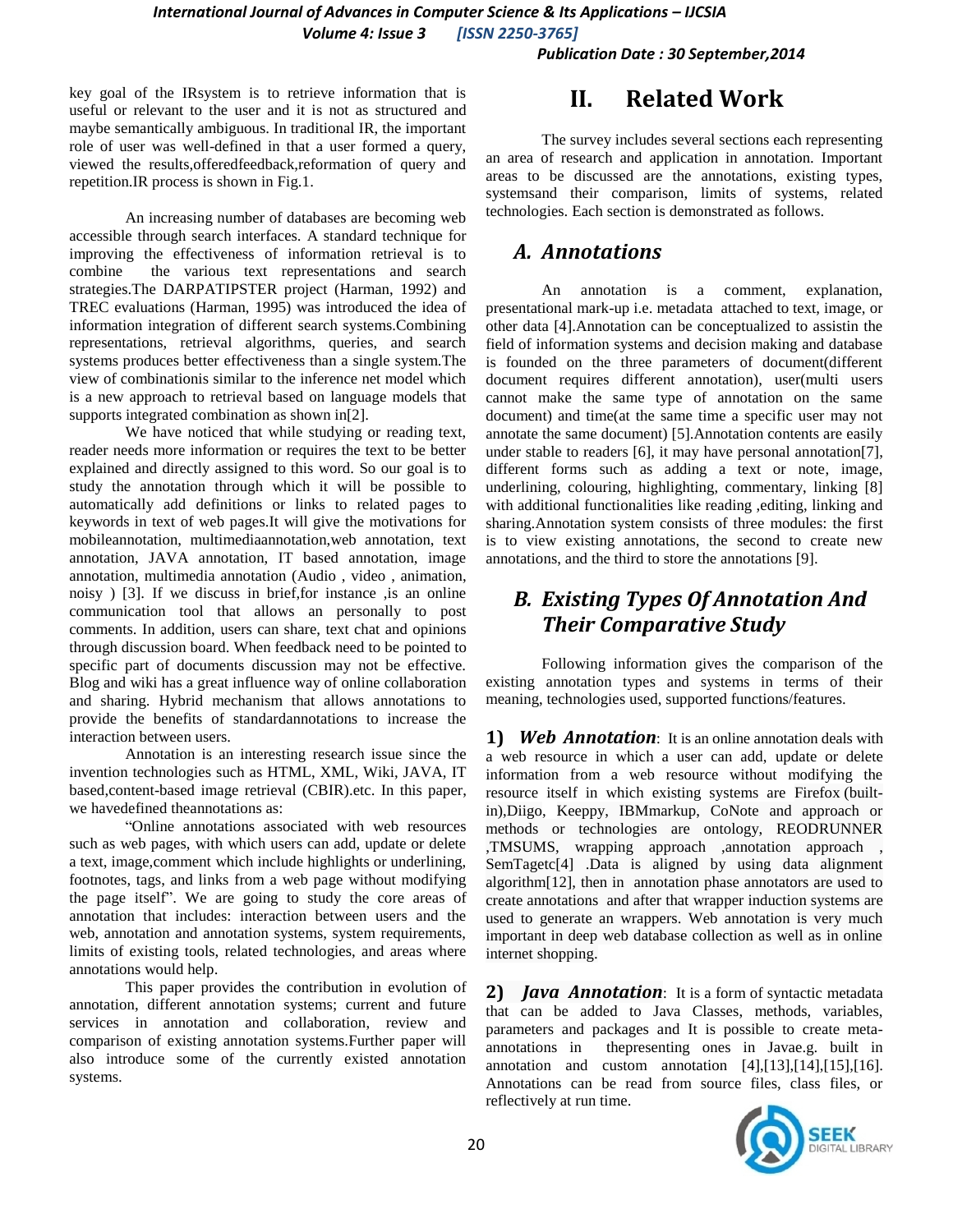key goal of the IRsystem is to retrieve information that is useful or relevant to the user and it is not as structured and maybe semantically ambiguous. In traditional IR, the important role of user was well-defined in that a user formed a query, viewed the results,offeredfeedback,reformation of query and repetition.IR process is shown in Fig.1.

An increasing number of databases are becoming web accessible through search interfaces. A standard technique for improving the effectiveness of information retrieval is to combine the various text representations and search strategies.The DARPATIPSTER project (Harman, 1992) and TREC evaluations (Harman, 1995) was introduced the idea of information integration of different search systems.Combining representations, retrieval algorithms, queries, and search systems produces better effectiveness than a single system.The view of combinationis similar to the inference net model which is a new approach to retrieval based on language models that supports integrated combination as shown in[2].

We have noticed that while studying or reading text, reader needs more information or requires the text to be better explained and directly assigned to this word. So our goal is to study the annotation through which it will be possible to automatically add definitions or links to related pages to keywords in text of web pages.It will give the motivations for mobileannotation, multimediaannotation,web annotation, text annotation, JAVA annotation, IT based annotation, image annotation, multimedia annotation (Audio , video , animation, noisy ) [3]. If we discuss in brief,for instance ,is an online communication tool that allows an personally to post comments. In addition, users can share, text chat and opinions through discussion board. When feedback need to be pointed to specific part of documents discussion may not be effective. Blog and wiki has a great influence way of online collaboration and sharing. Hybrid mechanism that allows annotations to provide the benefits of standardannotations to increase the interaction between users.

Annotation is an interesting research issue since the invention technologies such as HTML, XML, Wiki, JAVA, IT based,content-based image retrieval (CBIR).etc. In this paper, we havedefined theannotations as:

"Online annotations associated with web resources such as web pages, with which users can add, update or delete a text, image,comment which include highlights or underlining, footnotes, tags, and links from a web page without modifying the page itself". We are going to study the core areas of annotation that includes: interaction between users and the web, annotation and annotation systems, system requirements, limits of existing tools, related technologies, and areas where annotations would help.

This paper provides the contribution in evolution of annotation, different annotation systems; current and future services in annotation and collaboration, review and comparison of existing annotation systems.Further paper will also introduce some of the currently existed annotation systems.

# II. Related Work

The survey includes several sections each representing an area of research and application in annotation. Important areas to be discussed are the annotations, existing types, systemsand their comparison, limits of systems, related technologies. Each section is demonstrated as follows.

## *A. Annotations*

An annotation is a comment, explanation, presentational mark-up i.e. metadata attached to text, image, or other data [4].Annotation can be conceptualized to assistin the field of information systems and decision making and database is founded on the three parameters of document(different document requires different annotation), user(multi users cannot make the same type of annotation on the same document) and time(at the same time a specific user may not annotate the same document) [5].Annotation contents are easily under stable to readers [6], it may have personal annotation[7], different forms such as adding a text or note, image, underlining, colouring, highlighting, commentary, linking [8] with additional functionalities like reading ,editing, linking and sharing.Annotation system consists of three modules: the first is to view existing annotations, the second to create new annotations, and the third to store the annotations [9].

## *B. Existing Types Of Annotation And Their Comparative Study*

Following information gives the comparison of the existing annotation types and systems in terms of their meaning, technologies used, supported functions/features.

**1)** ***Web Annotation***: It is an online annotation deals with a web resource in which a user can add, update or delete information from a web resource without modifying the resource itself in which existing systems are Firefox (built-in),Diigo, Keeppy, IBMmarkup, CoNote and approach or methods or technologies are ontology, REODRUNNER ,TMSUMS, wrapping approach ,annotation approach , SemTagetc[4] .Data is aligned by using data alignment algorithm[12], then in annotation phase annotators are used to create annotations and after that wrapper induction systems are used to generate an wrappers. Web annotation is very much important in deep web database collection as well as in online internet shopping.

**2)** ***Java Annotation***: It is a form of syntactic metadata that can be added to Java Classes, methods, variables, parameters and packages and It is possible to create meta-annotations in thepresenting ones in Javae.g. built in annotation and custom annotation [4],[13],[14],[15],[16]. Annotations can be read from source files, class files, or reflectively at run time.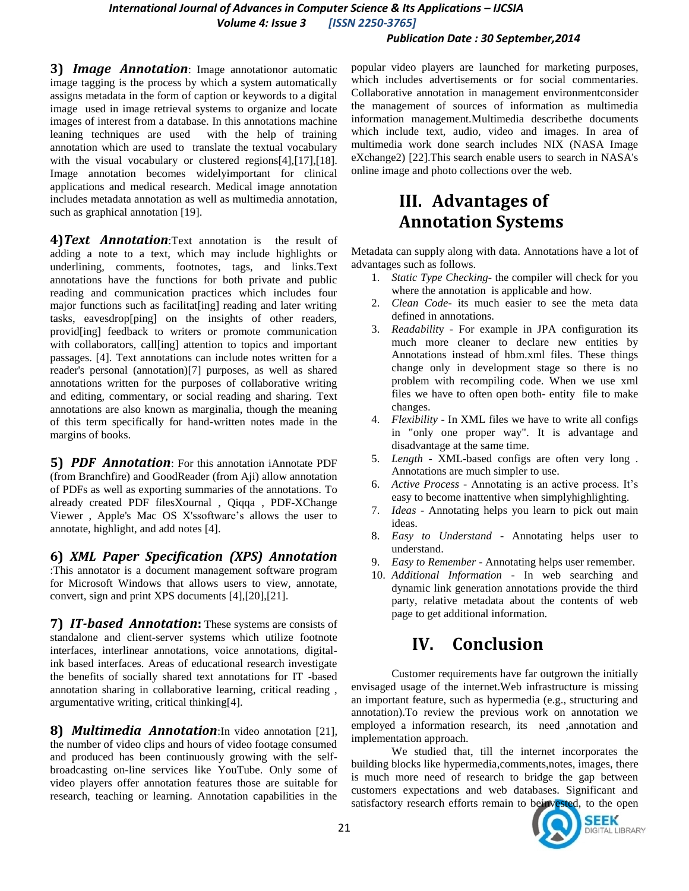**3) *Image Annotation***: Image annotationor automatic image tagging is the process by which a system automatically assigns metadata in the form of caption or keywords to a digital image used in image retrieval systems to organize and locate images of interest from a database. In this annotations machine leaning techniques are used with the help of training annotation which are used to translate the textual vocabulary with the visual vocabulary or clustered regions[4],[17],[18]. Image annotation becomes widelyimportant for clinical applications and medical research. Medical image annotation includes metadata annotation as well as multimedia annotation, such as graphical annotation [19].

**4)*Text Annotation***:Text annotation is the result of adding a note to a text, which may include highlights or underlining, comments, footnotes, tags, and links.Text annotations have the functions for both private and public reading and communication practices which includes four major functions such as facilitat[ing] reading and later writing tasks, eavesdrop[ping] on the insights of other readers, provid[ing] feedback to writers or promote communication with collaborators, call[ing] attention to topics and important passages. [4]. Text annotations can include notes written for a reader's personal (annotation)[7] purposes, as well as shared annotations written for the purposes of collaborative writing and editing, commentary, or social reading and sharing. Text annotations are also known as marginalia, though the meaning of this term specifically for hand-written notes made in the margins of books.

**5) *PDF Annotation***: For this annotation iAnnotate PDF (from Branchfire) and GoodReader (from Aji) allow annotation of PDFs as well as exporting summaries of the annotations. To already created PDF filesXournal , Qiqqa , PDF-XChange Viewer , Apple's Mac OS X'ssoftware's allows the user to annotate, highlight, and add notes [4].

**6) *XML Paper Specification (XPS) Annotation*** :This annotator is a document management software program for Microsoft Windows that allows users to view, annotate, convert, sign and print XPS documents [4],[20],[21].

**7) *IT-based Annotation*:** These systems are consists of standalone and client-server systems which utilize footnote interfaces, interlinear annotations, voice annotations, digital-ink based interfaces. Areas of educational research investigate the benefits of socially shared text annotations for IT -based annotation sharing in collaborative learning, critical reading , argumentative writing, critical thinking[4].

**8) *Multimedia Annotation***:In video annotation [21], the number of video clips and hours of video footage consumed and produced has been continuously growing with the self-broadcasting on-line services like YouTube. Only some of video players offer annotation features those are suitable for research, teaching or learning. Annotation capabilities in the popular video players are launched for marketing purposes, which includes advertisements or for social commentaries. Collaborative annotation in management environmentconsider the management of sources of information as multimedia information management.Multimedia describethe documents which include text, audio, video and images. In area of multimedia work done search includes NIX (NASA Image eXchange2) [22].This search enable users to search in NASA's online image and photo collections over the web.

# III. Advantages of Annotation Systems

Metadata can supply along with data. Annotations have a lot of advantages such as follows.

1. *Static Type Checking*- the compiler will check for you where the annotation is applicable and how.
2. *Clean Code*- its much easier to see the meta data defined in annotations.
3. *Readability* - For example in JPA configuration its much more cleaner to declare new entities by Annotations instead of hbm.xml files. These things change only in development stage so there is no problem with recompiling code. When we use xml files we have to often open both- entity file to make changes.
4. *Flexibility* - In XML files we have to write all configs in "only one proper way". It is advantage and disadvantage at the same time.
5. *Length* - XML-based configs are often very long . Annotations are much simpler to use.
6. *Active Process* - Annotating is an active process. It's easy to become inattentive when simplyhighlighting.
7. *Ideas* - Annotating helps you learn to pick out main ideas.
8. *Easy to Understand* - Annotating helps user to understand.
9. *Easy to Remember* - Annotating helps user remember.
10. *Additional Information* - In web searching and dynamic link generation annotations provide the third party, relative metadata about the contents of web page to get additional information.

# IV. Conclusion

Customer requirements have far outgrown the initially envisaged usage of the internet.Web infrastructure is missing an important feature, such as hypermedia (e.g., structuring and annotation).To review the previous work on annotation we employed a information research, its need ,annotation and implementation approach.

We studied that, till the internet incorporates the building blocks like hypermedia,comments,notes, images, there is much more need of research to bridge the gap between customers expectations and web databases. Significant and satisfactory research efforts remain to beinvested, to the open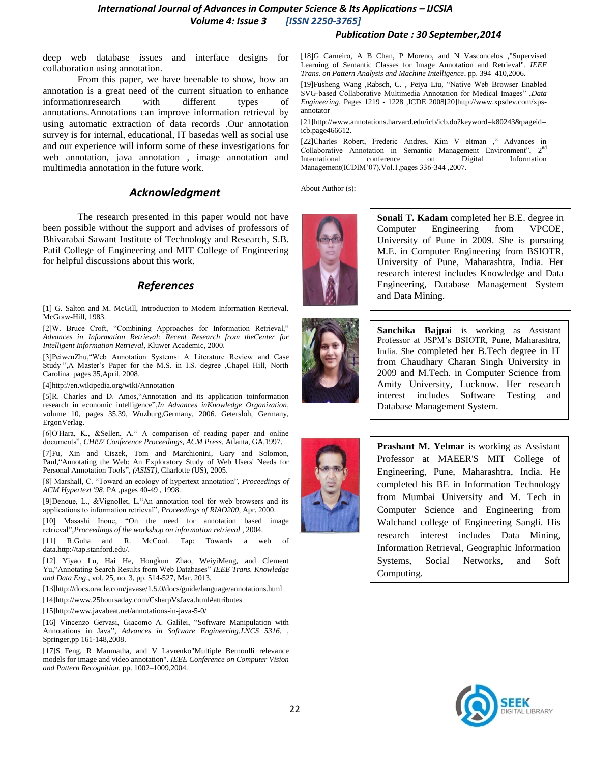deep web database issues and interface designs for collaboration using annotation.

From this paper, we have beenable to show, how an annotation is a great need of the current situation to enhance informationresearch with different types of annotations.Annotations can improve information retrieval by using automatic extraction of data records .Our annotation survey is for internal, educational, IT basedas well as social use and our experience will inform some of these investigations for web annotation, java annotation , image annotation and multimedia annotation in the future work.

## Acknowledgment

The research presented in this paper would not have been possible without the support and advises of professors of Bhivarabai Sawant Institute of Technology and Research, S.B. Patil College of Engineering and MIT College of Engineering for helpful discussions about this work.

## References

[1] G. Salton and M. McGill, Introduction to Modern Information Retrieval. McGraw-Hill, 1983.

[2]W. Bruce Croft, "Combining Approaches for Information Retrieval," *Advances in Information Retrieval: Recent Research from theCenter for Intelligent Information Retrieval*, Kluwer Academic, 2000.

[3]PeiwenZhu,"Web Annotation Systems: A Literature Review and Case Study ",A Master's Paper for the M.S. in I.S. degree ,Chapel Hill, North Carolina pages 35,April, 2008.

[4]http://en.wikipedia.org/wiki/Annotation

[5]R. Charles and D. Amos,"Annotation and its application toinformation research in economic intelligence",*In Advances inKnowledge Organization*, volume 10, pages 35.39, Wuzburg,Germany, 2006. Getersloh, Germany, ErgonVerlag.

[6]O'Hara, K., &Sellen, A." A comparison of reading paper and online documents", *CHI97 Conference Proceedings, ACM Press*, Atlanta, GA,1997.

[7]Fu, Xin and Ciszek, Tom and Marchionini, Gary and Solomon, Paul,"Annotating the Web: An Exploratory Study of Web Users' Needs for Personal Annotation Tools", *(ASIST)*, Charlotte (US), 2005.

[8] Marshall, C. "Toward an ecology of hypertext annotation", *Proceedings of ACM Hypertext '98*, PA ,pages 40-49 , 1998.

[9]Denoue, L., &Vignollet, L."An annotation tool for web browsers and its applications to information retrieval", *Proceedings of RIAO200*, Apr. 2000.

[10] Masashi Inoue, "On the need for annotation based image retrieval",*Proceedings of the workshop on information retrieval* , 2004.

[11] R.Guha and R. McCool. Tap: Towards a web of data.http://tap.stanford.edu/.

[12] Yiyao Lu, Hai He, Hongkun Zhao, WeiyiMeng, and Clement Yu,"Annotating Search Results from Web Databases" *IEEE Trans. Knowledge and Data Eng*., vol. 25, no. 3, pp. 514-527, Mar. 2013.

[13]http://docs.oracle.com/javase/1.5.0/docs/guide/language/annotations.html

[14]http://www.25hoursaday.com/CsharpVsJava.html#attributes

[15]http://www.javabeat.net/annotations-in-java-5-0/

[16] Vincenzo Gervasi, Giacomo A. Galilei, "Software Manipulation with Annotations in Java", *Advances in Software Engineering,LNCS 5316*, , Springer,pp 161-148,2008.

[17]S Feng, R Manmatha, and V Lavrenko"Multiple Bernoulli relevance models for image and video annotation". *IEEE Conference on Computer Vision and Pattern Recognition*. pp. 1002–1009,2004.

[18]G Carneiro, A B Chan, P Moreno, and N Vasconcelos ,"Supervised Learning of Semantic Classes for Image Annotation and Retrieval". *IEEE Trans. on Pattern Analysis and Machine Intelligence*. pp. 394–410,2006.

[19]Fusheng Wang ,Rabsch, C. , Peiya Liu, "Native Web Browser Enabled SVG-based Collaborative Multimedia Annotation for Medical Images" ,*Data Engineering*, Pages 1219 - 1228 ,ICDE 2008[20]http://www.xpsdev.com/xps-annotator

[21]http://www.annotations.harvard.edu/icb/icb.do?keyword=k80243&pageid=icb.page466612.

[22]Charles Robert, Frederic Andres, Kim V eltman ," Advances in Collaborative Annotation in Semantic Management Environment", 2nd International conference on Digital Information Management(ICDIM'07),Vol.1,pages 336-344 ,2007.

About Author (s):

**Sonali T. Kadam** completed her B.E. degree in Computer Engineering from VPCOE, University of Pune in 2009. She is pursuing M.E. in Computer Engineering from BSIOTR, University of Pune, Maharashtra, India. Her research interest includes Knowledge and Data Engineering, Database Management System and Data Mining.

**Sanchika Bajpai** is working as Assistant Professor at JSPM's BSIOTR, Pune, Maharashtra, India. She completed her B.Tech degree in IT from Chaudhary Charan Singh University in 2009 and M.Tech. in Computer Science from Amity University, Lucknow. Her research interest includes Software Testing and Database Management System.

**Prashant M. Yelmar** is working as Assistant Professor at MAEER'S MIT College of Engineering, Pune, Maharashtra, India. He completed his BE in Information Technology from Mumbai University and M. Tech in Computer Science and Engineering from Walchand college of Engineering Sangli. His research interest includes Data Mining, Information Retrieval, Geographic Information Systems, Social Networks, and Soft Computing.